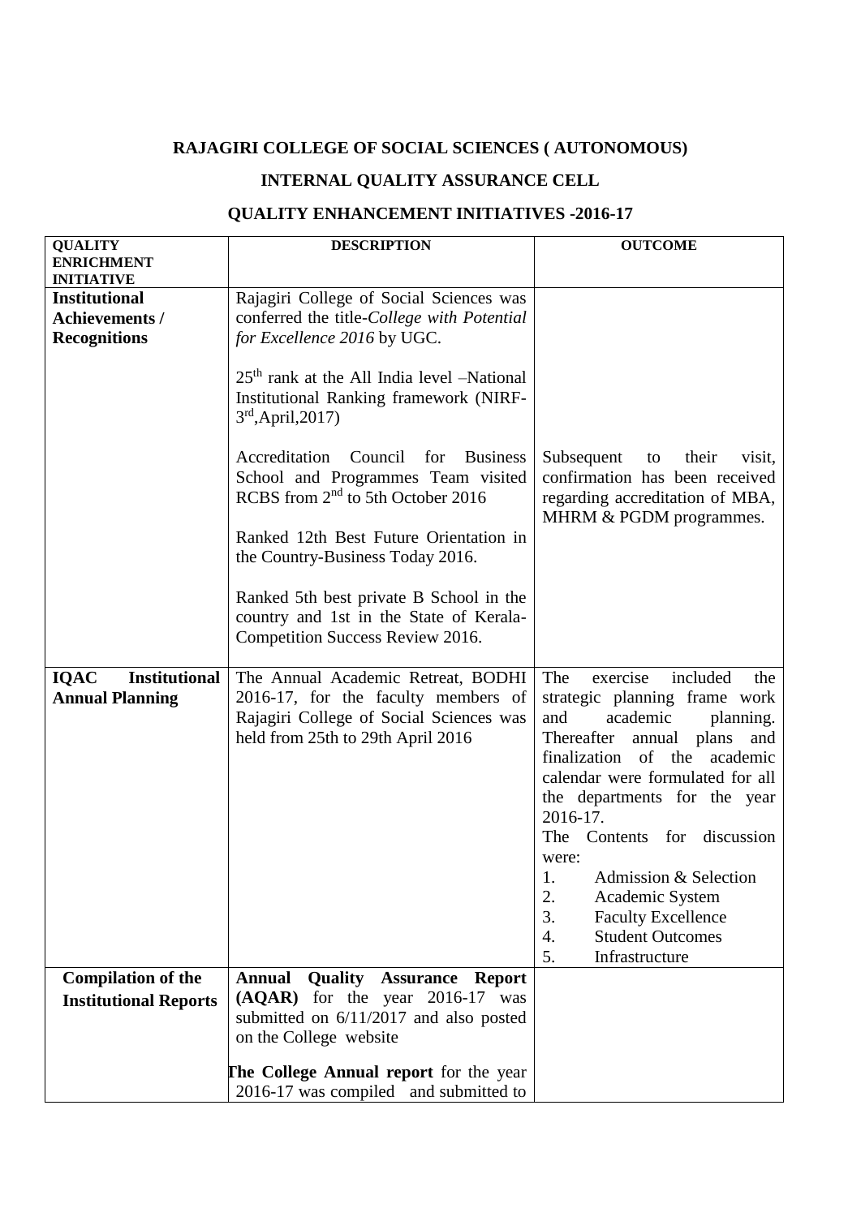# RAJAGIRI COLLEGE OF SOCIAL SCIENCES ( AUTONOMOUS)

## INTERNAL QUALITY ASSURANCE CELL

## QUALITY ENHANCEMENT INITIATIVES -2016-17

| QUALITY ENRICHMENT INITIATIVE | DESCRIPTION | OUTCOME |
|---|---|---|
| **Institutional Achievements / Recognitions** | Rajagiri College of Social Sciences was conferred the title-*College with Potential for Excellence 2016* by UGC.<br><br>25th rank at the All India level –National Institutional Ranking framework (NIRF-3rd,April,2017)<br><br>Accreditation Council for Business School and Programmes Team visited RCBS from 2nd to 5th October 2016<br><br>Ranked 12th Best Future Orientation in the Country-Business Today 2016.<br><br>Ranked 5th best private B School in the country and 1st in the State of Kerala-Competition Success Review 2016. | Subsequent to their visit, confirmation has been received regarding accreditation of MBA, MHRM & PGDM programmes. |
| **IQAC Institutional Annual Planning** | The Annual Academic Retreat, BODHI 2016-17, for the faculty members of Rajagiri College of Social Sciences was held from 25th to 29th April 2016 | The exercise included the strategic planning frame work and academic planning. Thereafter annual plans and finalization of the academic calendar were formulated for all the departments for the year 2016-17.<br>The Contents for discussion were:<br>1. Admission & Selection<br>2. Academic System<br>3. Faculty Excellence<br>4. Student Outcomes<br>5. Infrastructure |
| **Compilation of the Institutional Reports** | **Annual Quality Assurance Report (AQAR)** for the year 2016-17 was submitted on 6/11/2017 and also posted on the College website<br><br>**The College Annual report** for the year 2016-17 was compiled and submitted to | |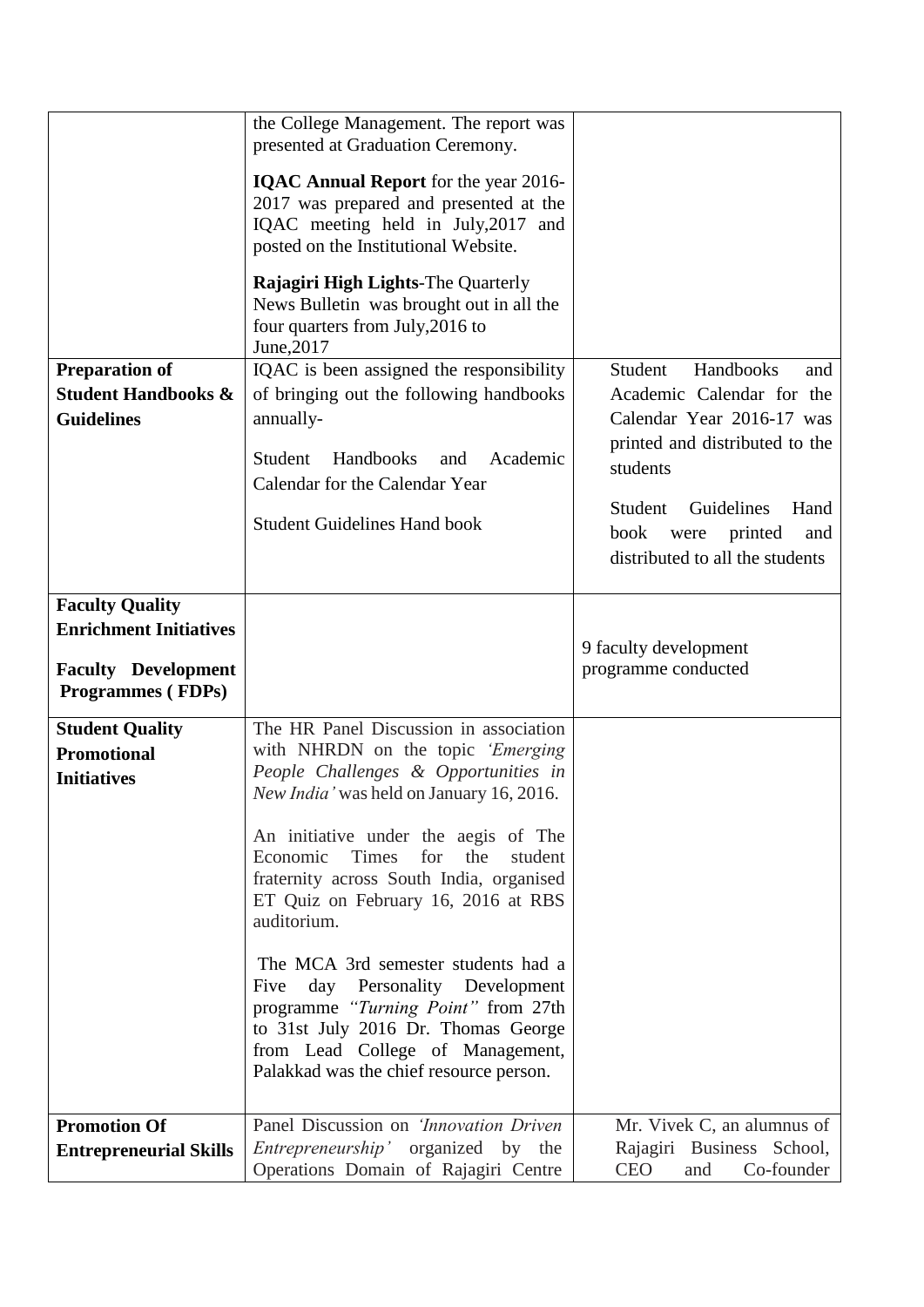| | | |
|---|---|---|
| | the College Management. The report was presented at Graduation Ceremony.<br><br>**IQAC Annual Report** for the year 2016-2017 was prepared and presented at the IQAC meeting held in July,2017 and posted on the Institutional Website.<br><br>**Rajagiri High Lights**-The Quarterly News Bulletin was brought out in all the four quarters from July,2016 to June,2017 | |
| **Preparation of Student Handbooks & Guidelines** | IQAC is been assigned the responsibility of bringing out the following handbooks annually-<br><br>Student Handbooks and Academic Calendar for the Calendar Year<br><br>Student Guidelines Hand book | Student Handbooks and Academic Calendar for the Calendar Year 2016-17 was printed and distributed to the students<br><br>Student Guidelines Hand book were printed and distributed to all the students |
| **Faculty Quality Enrichment Initiatives**<br><br>**Faculty Development Programmes ( FDPs)** | | 9 faculty development programme conducted |
| **Student Quality Promotional Initiatives** | The HR Panel Discussion in association with NHRDN on the topic *'Emerging People Challenges & Opportunities in New India'* was held on January 16, 2016.<br><br>An initiative under the aegis of The Economic Times for the student fraternity across South India, organised ET Quiz on February 16, 2016 at RBS auditorium.<br><br>The MCA 3rd semester students had a Five day Personality Development programme *"Turning Point"* from 27th to 31st July 2016 Dr. Thomas George from Lead College of Management, Palakkad was the chief resource person. | |
| **Promotion Of Entrepreneurial Skills** | Panel Discussion on *'Innovation Driven Entrepreneurship'* organized by the Operations Domain of Rajagiri Centre | Mr. Vivek C, an alumnus of Rajagiri Business School, CEO and Co-founder |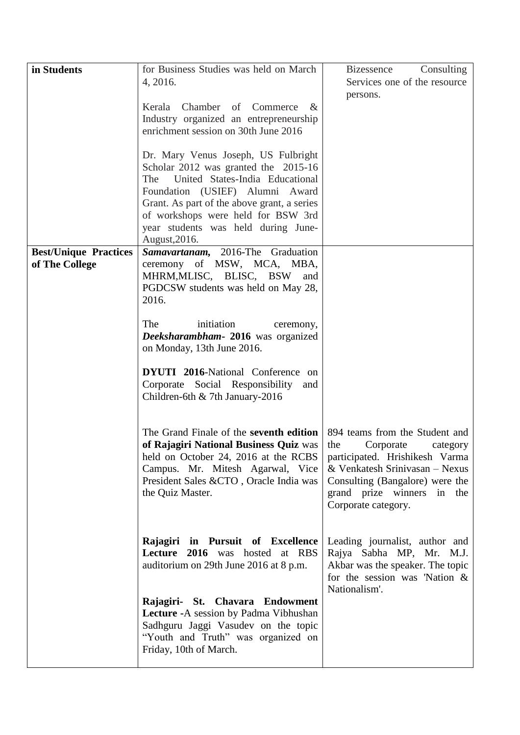| in Students | for Business Studies was held on March 4, 2016.<br><br>Kerala Chamber of Commerce & Industry organized an entrepreneurship enrichment session on 30th June 2016<br><br>Dr. Mary Venus Joseph, US Fulbright Scholar 2012 was granted the 2015-16 The United States-India Educational Foundation (USIEF) Alumni Award Grant. As part of the above grant, a series of workshops were held for BSW 3rd year students was held during June-August,2016. | Bizessence Consulting Services one of the resource persons. |
|---|---|---|
| **Best/Unique Practices of The College** | ***Samavartanam,*** 2016-The Graduation ceremony of MSW, MCA, MBA, MHRM,MLISC, BLISC, BSW and PGDCSW students was held on May 28, 2016.<br><br>The initiation ceremony, ***Deeksharambham*- 2016** was organized on Monday, 13th June 2016.<br><br>**DYUTI 2016**-National Conference on Corporate Social Responsibility and Children-6th & 7th January-2016 | |
| | The Grand Finale of the **seventh edition of Rajagiri National Business Quiz** was held on October 24, 2016 at the RCBS Campus. Mr. Mitesh Agarwal, Vice President Sales &CTO , Oracle India was the Quiz Master. | 894 teams from the Student and the Corporate category participated. Hrishikesh Varma & Venkatesh Srinivasan – Nexus Consulting (Bangalore) were the grand prize winners in the Corporate category. |
| | **Rajagiri in Pursuit of Excellence Lecture 2016** was hosted at RBS auditorium on 29th June 2016 at 8 p.m.<br><br>**Rajagiri- St. Chavara Endowment Lecture** -A session by Padma Vibhushan Sadhguru Jaggi Vasudev on the topic "Youth and Truth" was organized on Friday, 10th of March. | Leading journalist, author and Rajya Sabha MP, Mr. M.J. Akbar was the speaker. The topic for the session was 'Nation & Nationalism'. |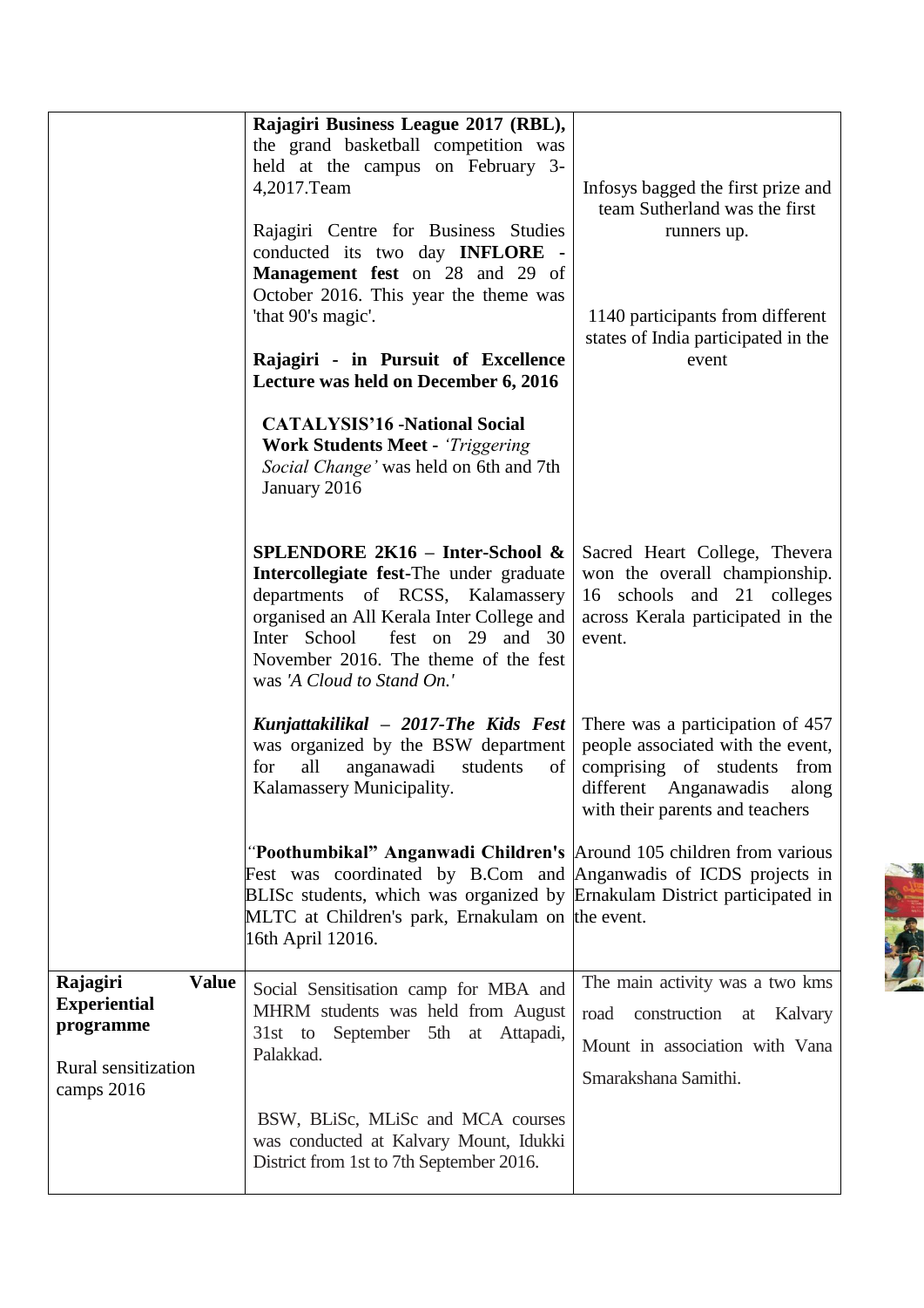| | | |
|---|---|---|
| | **Rajagiri Business League 2017 (RBL),** the grand basketball competition was held at the campus on February 3-4,2017.Team<br><br>Rajagiri Centre for Business Studies conducted its two day **INFLORE - Management fest** on 28 and 29 of October 2016. This year the theme was 'that 90's magic'.<br><br>**Rajagiri - in Pursuit of Excellence Lecture was held on December 6, 2016**<br><br>**CATALYSIS'16 -National Social Work Students Meet -** *'Triggering Social Change'* was held on 6th and 7th January 2016 | Infosys bagged the first prize and team Sutherland was the first runners up.<br><br>1140 participants from different states of India participated in the event |
| | **SPLENDORE 2K16 – Inter-School & Intercollegiate fest**-The under graduate departments of RCSS, Kalamassery organised an All Kerala Inter College and Inter School fest on 29 and 30 November 2016. The theme of the fest was *'A Cloud to Stand On.'* | Sacred Heart College, Thevera won the overall championship. 16 schools and 21 colleges across Kerala participated in the event. |
| | ***Kunjattakilikal – 2017-The Kids Fest*** was organized by the BSW department for all anganawadi students of Kalamassery Municipality. | There was a participation of 457 people associated with the event, comprising of students from different Anganawadis along with their parents and teachers |
| | *"***Poothumbikal" Anganwadi Children's** Fest was coordinated by B.Com and BLISc students, which was organized by MLTC at Children's park, Ernakulam on 16th April 12016. | Around 105 children from various Anganwadis of ICDS projects in Ernakulam District participated in the event. |
| **Rajagiri Value Experiential programme**<br><br>Rural sensitization camps 2016 | Social Sensitisation camp for MBA and MHRM students was held from August 31st to September 5th at Attapadi, Palakkad.<br><br>BSW, BLiSc, MLiSc and MCA courses was conducted at Kalvary Mount, Idukki District from 1st to 7th September 2016. | The main activity was a two kms road construction at Kalvary Mount in association with Vana Smarakshana Samithi. |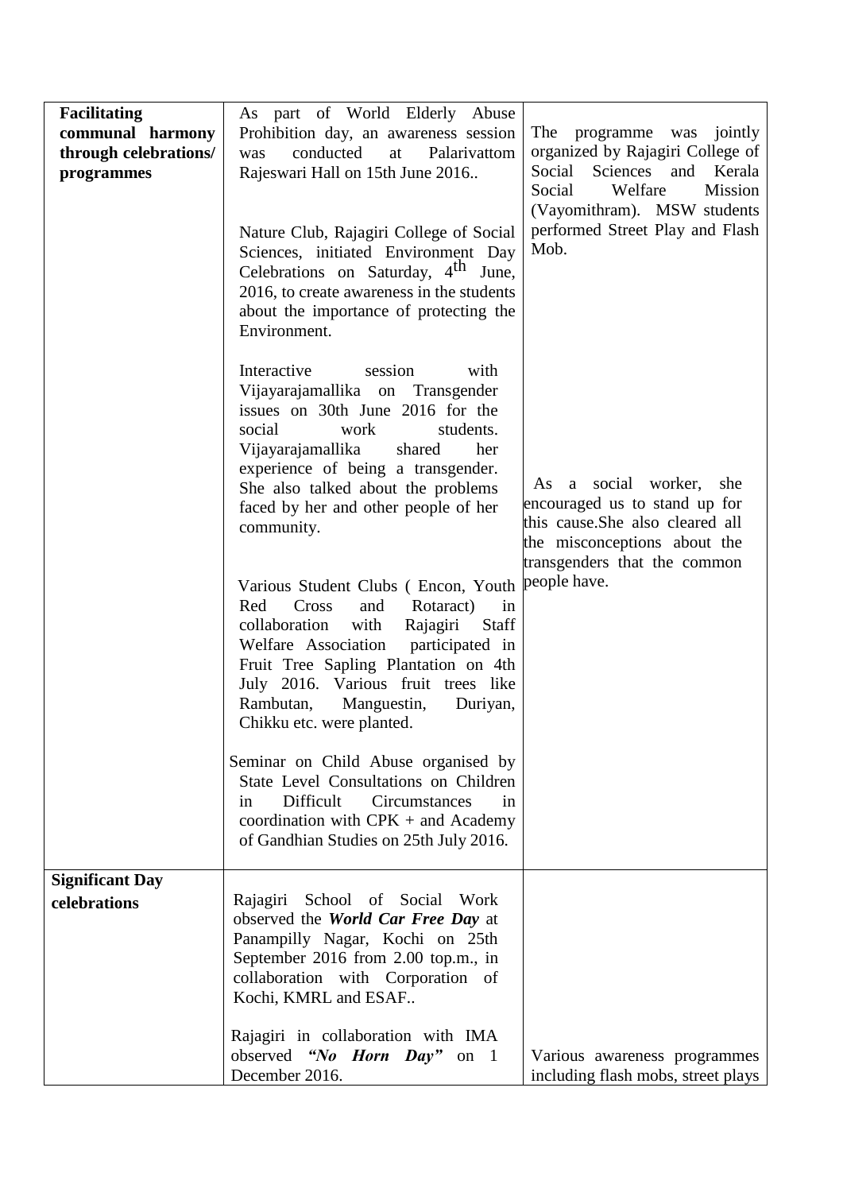| | | |
|---|---|---|
| **Facilitating communal harmony through celebrations/ programmes** | As part of World Elderly Abuse Prohibition day, an awareness session was conducted at Palarivattom Rajeswari Hall on 15th June 2016..<br><br>Nature Club, Rajagiri College of Social Sciences, initiated Environment Day Celebrations on Saturday, 4th June, 2016, to create awareness in the students about the importance of protecting the Environment.<br><br>Interactive session with Vijayarajamallika on Transgender issues on 30th June 2016 for the social work students. Vijayarajamallika shared her experience of being a transgender. She also talked about the problems faced by her and other people of her community.<br><br>Various Student Clubs ( Encon, Youth Red Cross and Rotaract) in collaboration with Rajagiri Staff Welfare Association participated in Fruit Tree Sapling Plantation on 4th July 2016. Various fruit trees like Rambutan, Manguestin, Duriyan, Chikku etc. were planted.<br><br>Seminar on Child Abuse organised by State Level Consultations on Children in Difficult Circumstances in coordination with CPK + and Academy of Gandhian Studies on 25th July 2016. | The programme was jointly organized by Rajagiri College of Social Sciences and Kerala Social Welfare Mission (Vayomithram). MSW students performed Street Play and Flash Mob.<br><br>As a social worker, she encouraged us to stand up for this cause.She also cleared all the misconceptions about the transgenders that the common people have. |
| **Significant Day celebrations** | Rajagiri School of Social Work observed the ***World Car Free Day*** at Panampilly Nagar, Kochi on 25th September 2016 from 2.00 top.m., in collaboration with Corporation of Kochi, KMRL and ESAF..<br><br>Rajagiri in collaboration with IMA observed ***"No Horn Day"*** on 1 December 2016. | Various awareness programmes including flash mobs, street plays |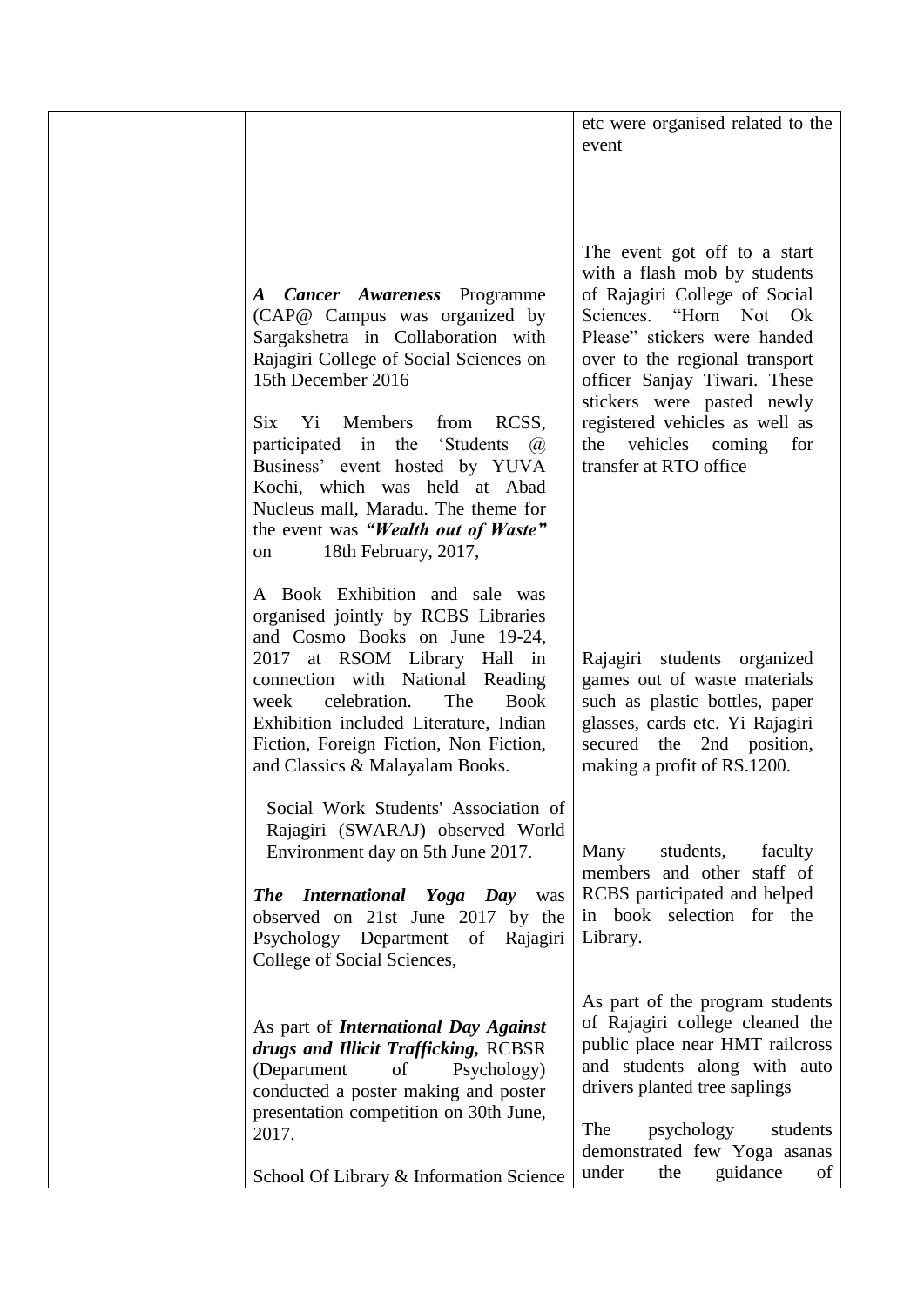| | | |
|---|---|---|
| | | etc were organised related to the event |
| | ***A Cancer Awareness*** Programme (CAP@ Campus was organized by Sargakshetra in Collaboration with Rajagiri College of Social Sciences on 15th December 2016 | The event got off to a start with a flash mob by students of Rajagiri College of Social Sciences. "Horn Not Ok Please" stickers were handed over to the regional transport officer Sanjay Tiwari. These stickers were pasted newly registered vehicles as well as the vehicles coming for transfer at RTO office |
| | Six Yi Members from RCSS, participated in the 'Students @ Business' event hosted by YUVA Kochi, which was held at Abad Nucleus mall, Maradu. The theme for the event was ***"Wealth out of Waste"*** on 18th February, 2017, | Rajagiri students organized games out of waste materials such as plastic bottles, paper glasses, cards etc. Yi Rajagiri secured the 2nd position, making a profit of RS.1200. |
| | A Book Exhibition and sale was organised jointly by RCBS Libraries and Cosmo Books on June 19-24, 2017 at RSOM Library Hall in connection with National Reading week celebration. The Book Exhibition included Literature, Indian Fiction, Foreign Fiction, Non Fiction, and Classics & Malayalam Books. | Many students, faculty members and other staff of RCBS participated and helped in book selection for the Library. |
| | Social Work Students' Association of Rajagiri (SWARAJ) observed World Environment day on 5th June 2017. | As part of the program students of Rajagiri college cleaned the public place near HMT railcross and students along with auto drivers planted tree saplings |
| | ***The International Yoga Day*** was observed on 21st June 2017 by the Psychology Department of Rajagiri College of Social Sciences, | The psychology students demonstrated few Yoga asanas under the guidance of |
| | As part of ***International Day Against drugs and Illicit Trafficking,*** RCBSR (Department of Psychology) conducted a poster making and poster presentation competition on 30th June, 2017. | |
| | School Of Library & Information Science | |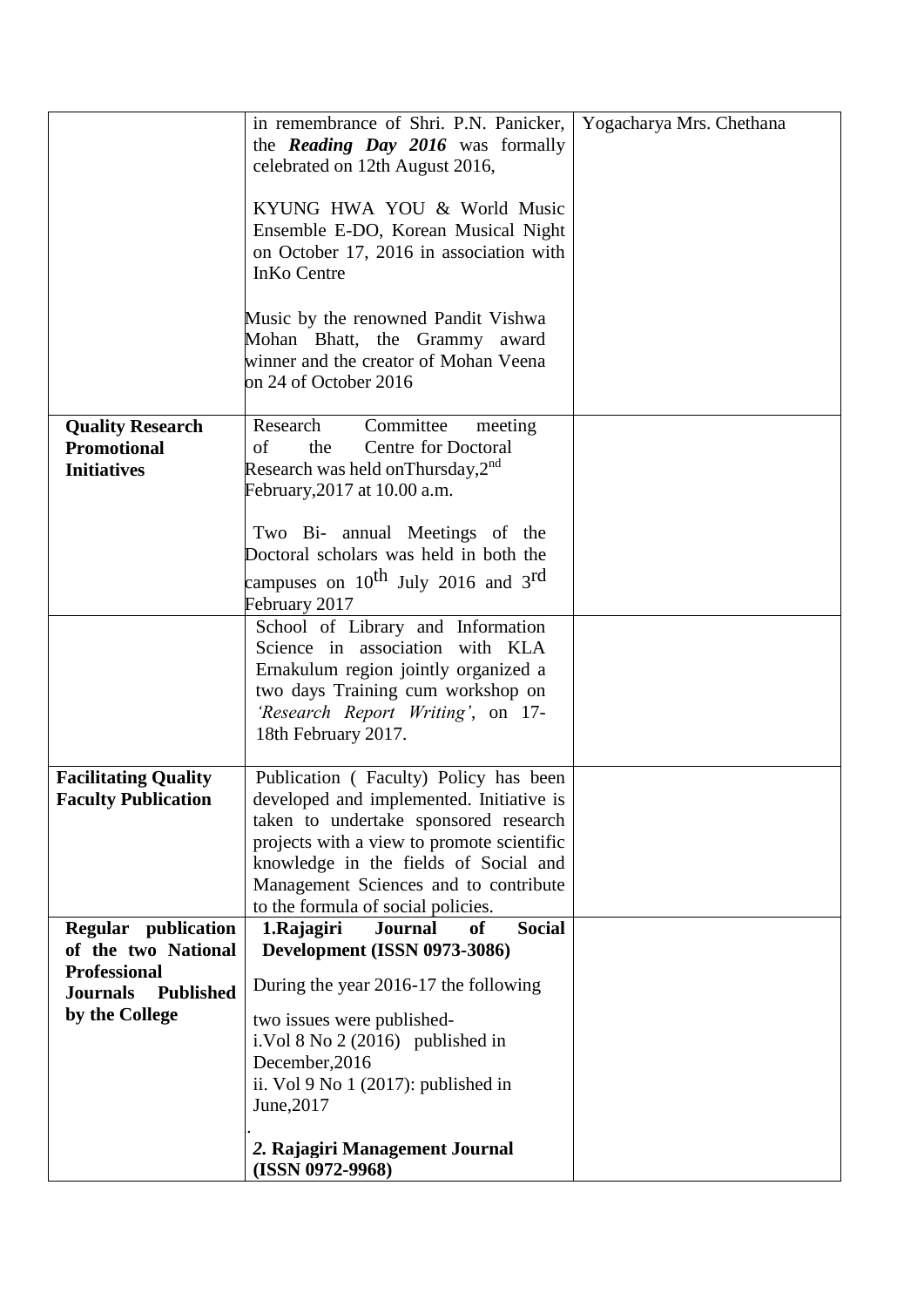| | | |
|---|---|---|
| | in remembrance of Shri. P.N. Panicker, the ***Reading Day 2016*** was formally celebrated on 12th August 2016,<br><br>KYUNG HWA YOU & World Music Ensemble E-DO, Korean Musical Night on October 17, 2016 in association with InKo Centre<br><br>Music by the renowned Pandit Vishwa Mohan Bhatt, the Grammy award winner and the creator of Mohan Veena on 24 of October 2016 | Yogacharya Mrs. Chethana |
| **Quality Research Promotional Initiatives** | Research Committee meeting of the Centre for Doctoral Research was held onThursday,2nd February,2017 at 10.00 a.m.<br><br>Two Bi- annual Meetings of the Doctoral scholars was held in both the campuses on 10th July 2016 and 3rd February 2017 | |
| | School of Library and Information Science in association with KLA Ernakulum region jointly organized a two days Training cum workshop on *'Research Report Writing'*, on 17-18th February 2017. | |
| **Facilitating Quality Faculty Publication** | Publication ( Faculty) Policy has been developed and implemented. Initiative is taken to undertake sponsored research projects with a view to promote scientific knowledge in the fields of Social and Management Sciences and to contribute to the formula of social policies. | |
| **Regular publication of the two National Professional Journals Published by the College** | **1.Rajagiri Journal of Social Development (ISSN 0973-3086)**<br><br>During the year 2016-17 the following<br><br>two issues were published-<br>i.Vol 8 No 2 (2016) published in December,2016<br>ii. Vol 9 No 1 (2017): published in June,2017<br><br>.<br>***2.* Rajagiri Management Journal (ISSN 0972-9968)** | |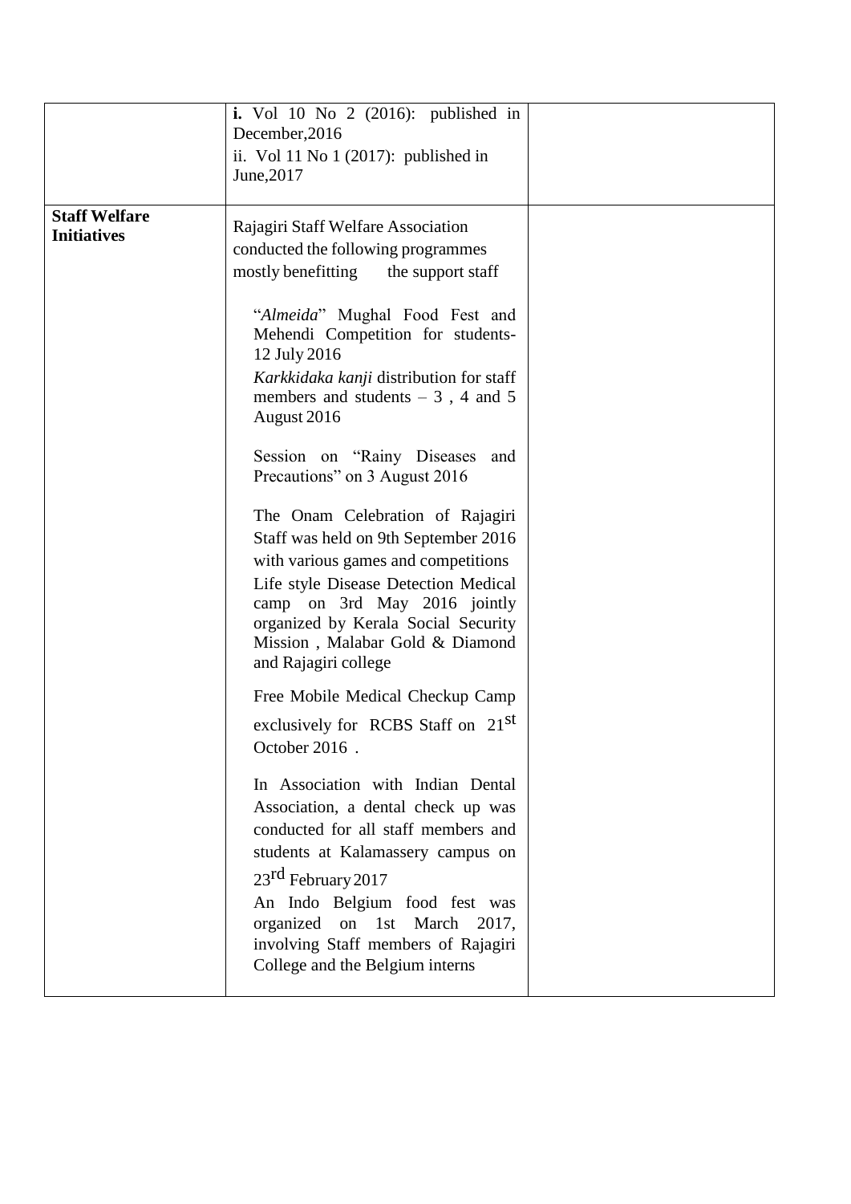| | | |
|---|---|---|
| | **i.** Vol 10 No 2 (2016): published in December,2016<br>ii. Vol 11 No 1 (2017): published in June,2017 | |
| **Staff Welfare Initiatives** | Rajagiri Staff Welfare Association conducted the following programmes mostly benefitting the support staff<br><br>"*Almeida*" Mughal Food Fest and Mehendi Competition for students- 12 July 2016<br>*Karkkidaka kanji* distribution for staff members and students – 3 , 4 and 5 August 2016<br><br>Session on "Rainy Diseases and Precautions" on 3 August 2016<br><br>The Onam Celebration of Rajagiri Staff was held on 9th September 2016 with various games and competitions<br>Life style Disease Detection Medical camp on 3rd May 2016 jointly organized by Kerala Social Security Mission , Malabar Gold & Diamond and Rajagiri college<br><br>Free Mobile Medical Checkup Camp exclusively for RCBS Staff on 21st October 2016 .<br><br>In Association with Indian Dental Association, a dental check up was conducted for all staff members and students at Kalamassery campus on 23rd February 2017<br>An Indo Belgium food fest was organized on 1st March 2017, involving Staff members of Rajagiri College and the Belgium interns | |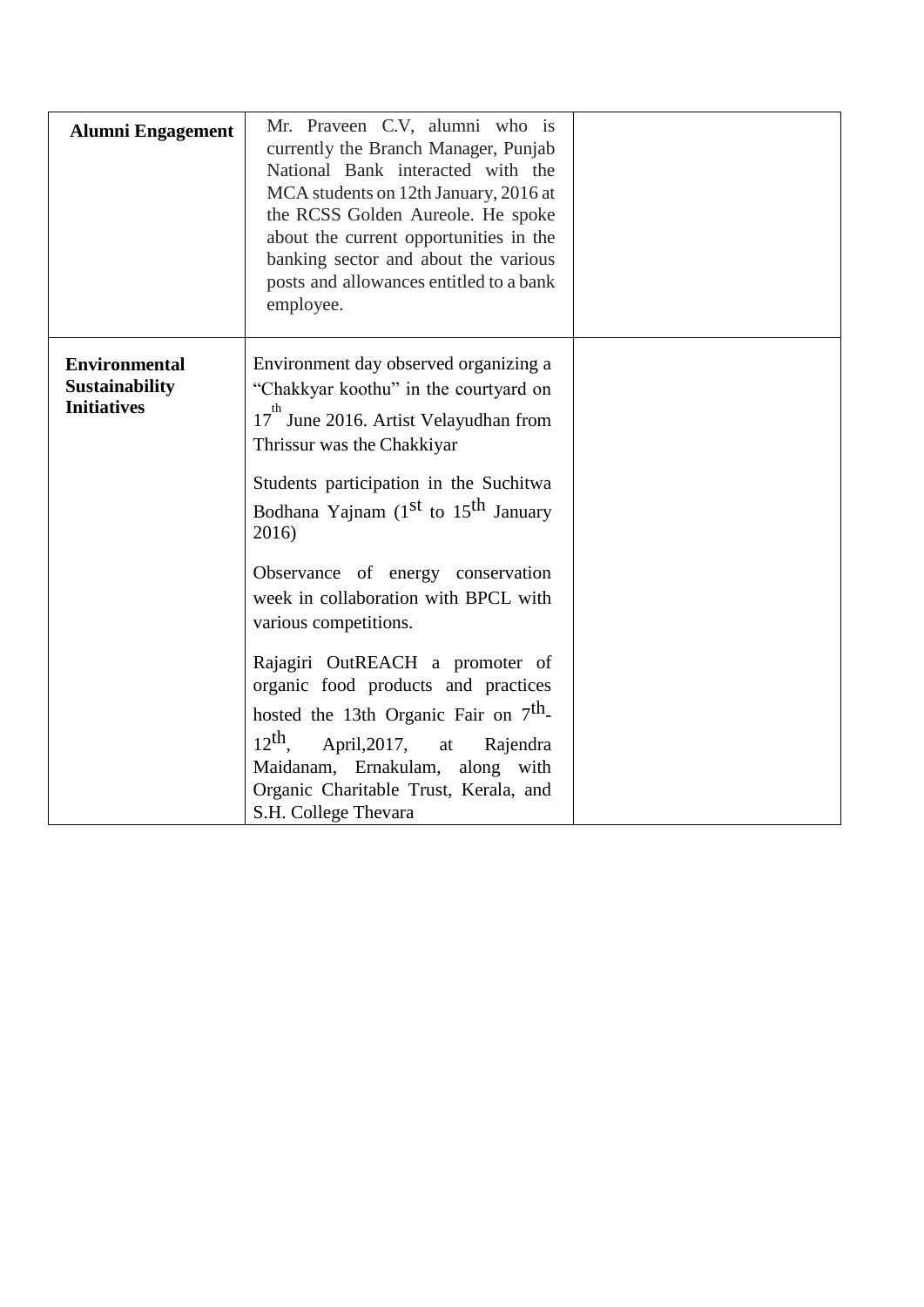| | | |
|---|---|---|
| **Alumni Engagement** | Mr. Praveen C.V, alumni who is currently the Branch Manager, Punjab National Bank interacted with the MCA students on 12th January, 2016 at the RCSS Golden Aureole. He spoke about the current opportunities in the banking sector and about the various posts and allowances entitled to a bank employee. | |
| **Environmental Sustainability Initiatives** | Environment day observed organizing a "Chakkyar koothu" in the courtyard on 17th June 2016. Artist Velayudhan from Thrissur was the Chakkiyar<br><br>Students participation in the Suchitwa Bodhana Yajnam (1st to 15th January 2016)<br><br>Observance of energy conservation week in collaboration with BPCL with various competitions.<br><br>Rajagiri OutREACH a promoter of organic food products and practices hosted the 13th Organic Fair on 7th-12th, April,2017, at Rajendra Maidanam, Ernakulam, along with Organic Charitable Trust, Kerala, and S.H. College Thevara | |